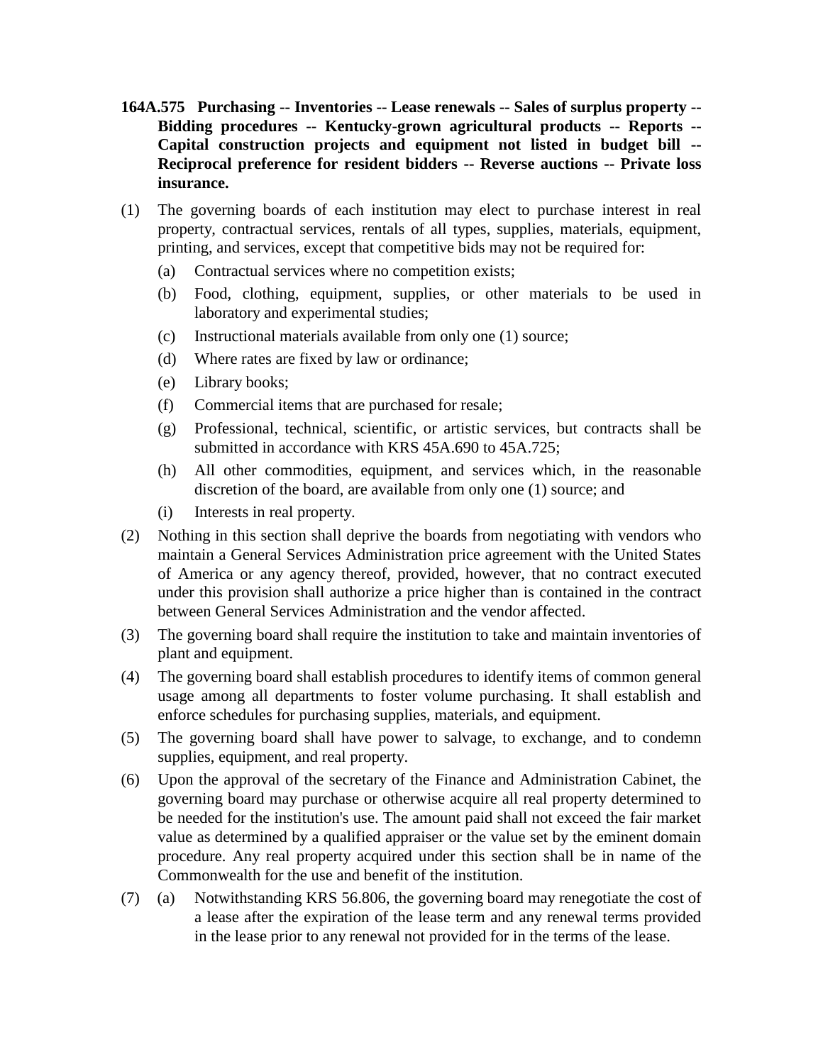**164A.575 Purchasing -- Inventories -- Lease renewals -- Sales of surplus property -- Bidding procedures -- Kentucky-grown agricultural products -- Reports -- Capital construction projects and equipment not listed in budget bill -- Reciprocal preference for resident bidders -- Reverse auctions -- Private loss insurance.**

(1) The governing boards of each institution may elect to purchase interest in real property, contractual services, rentals of all types, supplies, materials, equipment, printing, and services, except that competitive bids may not be required for:

  (a) Contractual services where no competition exists;

  (b) Food, clothing, equipment, supplies, or other materials to be used in laboratory and experimental studies;

  (c) Instructional materials available from only one (1) source;

  (d) Where rates are fixed by law or ordinance;

  (e) Library books;

  (f) Commercial items that are purchased for resale;

  (g) Professional, technical, scientific, or artistic services, but contracts shall be submitted in accordance with KRS 45A.690 to 45A.725;

  (h) All other commodities, equipment, and services which, in the reasonable discretion of the board, are available from only one (1) source; and

  (i) Interests in real property.

(2) Nothing in this section shall deprive the boards from negotiating with vendors who maintain a General Services Administration price agreement with the United States of America or any agency thereof, provided, however, that no contract executed under this provision shall authorize a price higher than is contained in the contract between General Services Administration and the vendor affected.

(3) The governing board shall require the institution to take and maintain inventories of plant and equipment.

(4) The governing board shall establish procedures to identify items of common general usage among all departments to foster volume purchasing. It shall establish and enforce schedules for purchasing supplies, materials, and equipment.

(5) The governing board shall have power to salvage, to exchange, and to condemn supplies, equipment, and real property.

(6) Upon the approval of the secretary of the Finance and Administration Cabinet, the governing board may purchase or otherwise acquire all real property determined to be needed for the institution's use. The amount paid shall not exceed the fair market value as determined by a qualified appraiser or the value set by the eminent domain procedure. Any real property acquired under this section shall be in name of the Commonwealth for the use and benefit of the institution.

(7) (a) Notwithstanding KRS 56.806, the governing board may renegotiate the cost of a lease after the expiration of the lease term and any renewal terms provided in the lease prior to any renewal not provided for in the terms of the lease.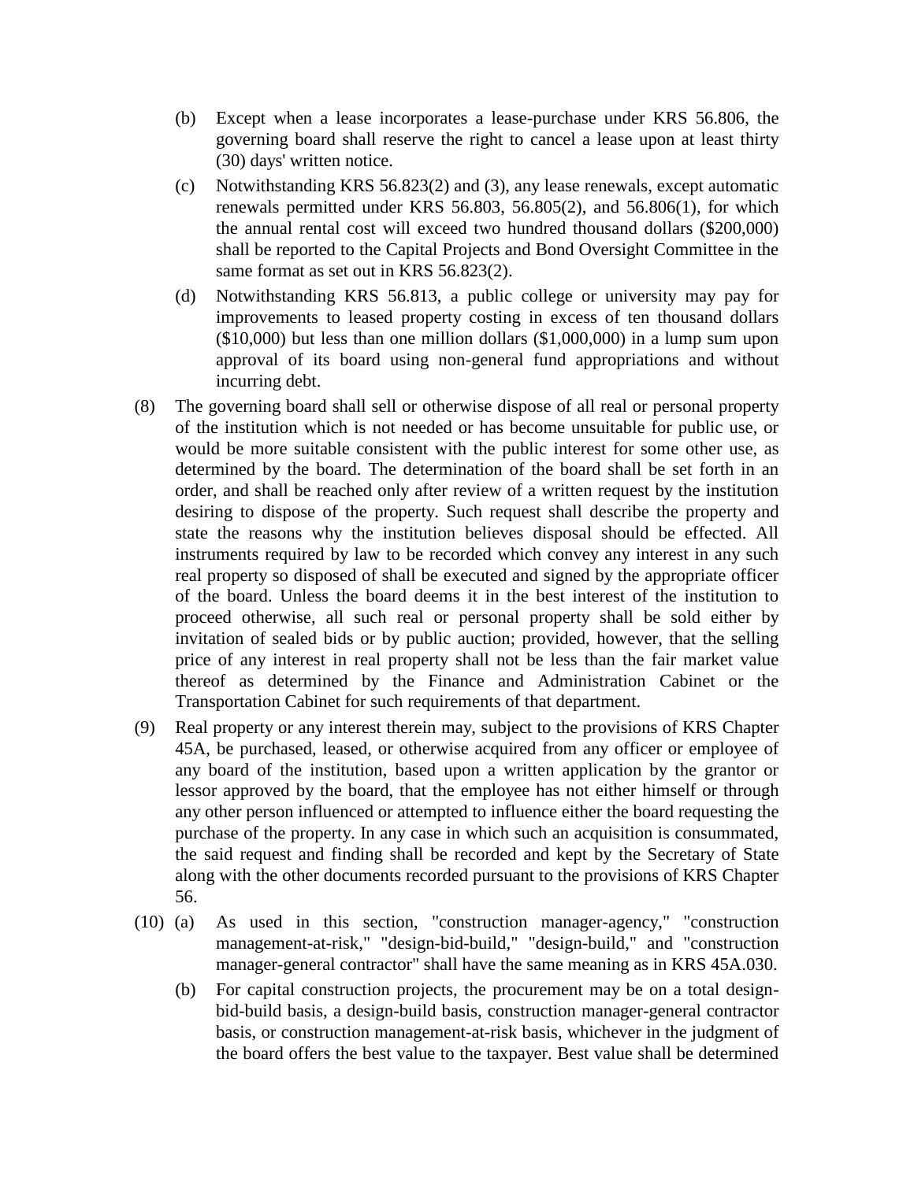(b) Except when a lease incorporates a lease-purchase under KRS 56.806, the governing board shall reserve the right to cancel a lease upon at least thirty (30) days' written notice.

(c) Notwithstanding KRS 56.823(2) and (3), any lease renewals, except automatic renewals permitted under KRS 56.803, 56.805(2), and 56.806(1), for which the annual rental cost will exceed two hundred thousand dollars ($200,000) shall be reported to the Capital Projects and Bond Oversight Committee in the same format as set out in KRS 56.823(2).

(d) Notwithstanding KRS 56.813, a public college or university may pay for improvements to leased property costing in excess of ten thousand dollars ($10,000) but less than one million dollars ($1,000,000) in a lump sum upon approval of its board using non-general fund appropriations and without incurring debt.

(8) The governing board shall sell or otherwise dispose of all real or personal property of the institution which is not needed or has become unsuitable for public use, or would be more suitable consistent with the public interest for some other use, as determined by the board. The determination of the board shall be set forth in an order, and shall be reached only after review of a written request by the institution desiring to dispose of the property. Such request shall describe the property and state the reasons why the institution believes disposal should be effected. All instruments required by law to be recorded which convey any interest in any such real property so disposed of shall be executed and signed by the appropriate officer of the board. Unless the board deems it in the best interest of the institution to proceed otherwise, all such real or personal property shall be sold either by invitation of sealed bids or by public auction; provided, however, that the selling price of any interest in real property shall not be less than the fair market value thereof as determined by the Finance and Administration Cabinet or the Transportation Cabinet for such requirements of that department.

(9) Real property or any interest therein may, subject to the provisions of KRS Chapter 45A, be purchased, leased, or otherwise acquired from any officer or employee of any board of the institution, based upon a written application by the grantor or lessor approved by the board, that the employee has not either himself or through any other person influenced or attempted to influence either the board requesting the purchase of the property. In any case in which such an acquisition is consummated, the said request and finding shall be recorded and kept by the Secretary of State along with the other documents recorded pursuant to the provisions of KRS Chapter 56.

(10) (a) As used in this section, "construction manager-agency," "construction management-at-risk," "design-bid-build," "design-build," and "construction manager-general contractor" shall have the same meaning as in KRS 45A.030.

(b) For capital construction projects, the procurement may be on a total design-bid-build basis, a design-build basis, construction manager-general contractor basis, or construction management-at-risk basis, whichever in the judgment of the board offers the best value to the taxpayer. Best value shall be determined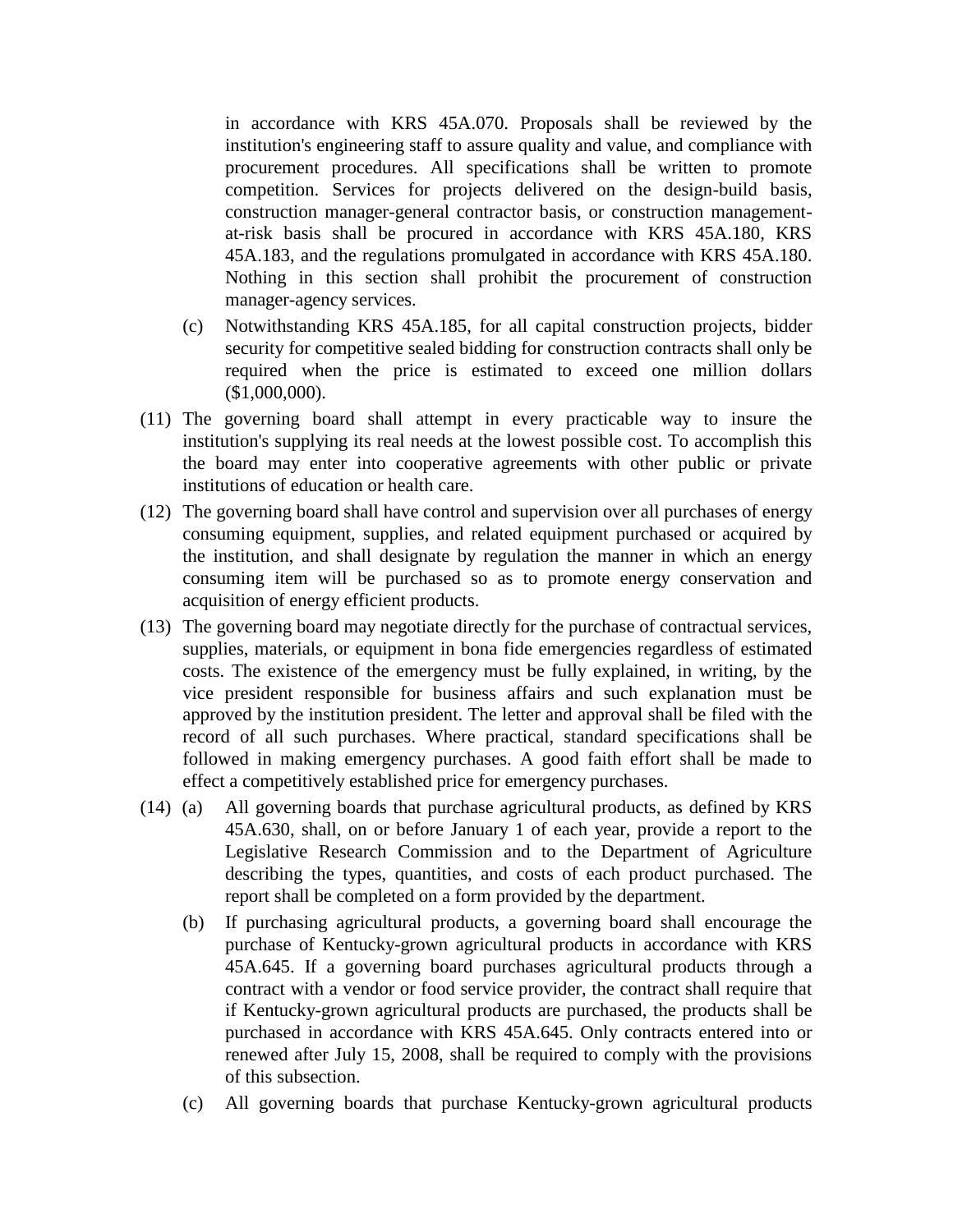in accordance with KRS 45A.070. Proposals shall be reviewed by the institution's engineering staff to assure quality and value, and compliance with procurement procedures. All specifications shall be written to promote competition. Services for projects delivered on the design-build basis, construction manager-general contractor basis, or construction management-at-risk basis shall be procured in accordance with KRS 45A.180, KRS 45A.183, and the regulations promulgated in accordance with KRS 45A.180. Nothing in this section shall prohibit the procurement of construction manager-agency services.

(c) Notwithstanding KRS 45A.185, for all capital construction projects, bidder security for competitive sealed bidding for construction contracts shall only be required when the price is estimated to exceed one million dollars ($1,000,000).

(11) The governing board shall attempt in every practicable way to insure the institution's supplying its real needs at the lowest possible cost. To accomplish this the board may enter into cooperative agreements with other public or private institutions of education or health care.

(12) The governing board shall have control and supervision over all purchases of energy consuming equipment, supplies, and related equipment purchased or acquired by the institution, and shall designate by regulation the manner in which an energy consuming item will be purchased so as to promote energy conservation and acquisition of energy efficient products.

(13) The governing board may negotiate directly for the purchase of contractual services, supplies, materials, or equipment in bona fide emergencies regardless of estimated costs. The existence of the emergency must be fully explained, in writing, by the vice president responsible for business affairs and such explanation must be approved by the institution president. The letter and approval shall be filed with the record of all such purchases. Where practical, standard specifications shall be followed in making emergency purchases. A good faith effort shall be made to effect a competitively established price for emergency purchases.

(14) (a) All governing boards that purchase agricultural products, as defined by KRS 45A.630, shall, on or before January 1 of each year, provide a report to the Legislative Research Commission and to the Department of Agriculture describing the types, quantities, and costs of each product purchased. The report shall be completed on a form provided by the department.

(b) If purchasing agricultural products, a governing board shall encourage the purchase of Kentucky-grown agricultural products in accordance with KRS 45A.645. If a governing board purchases agricultural products through a contract with a vendor or food service provider, the contract shall require that if Kentucky-grown agricultural products are purchased, the products shall be purchased in accordance with KRS 45A.645. Only contracts entered into or renewed after July 15, 2008, shall be required to comply with the provisions of this subsection.

(c) All governing boards that purchase Kentucky-grown agricultural products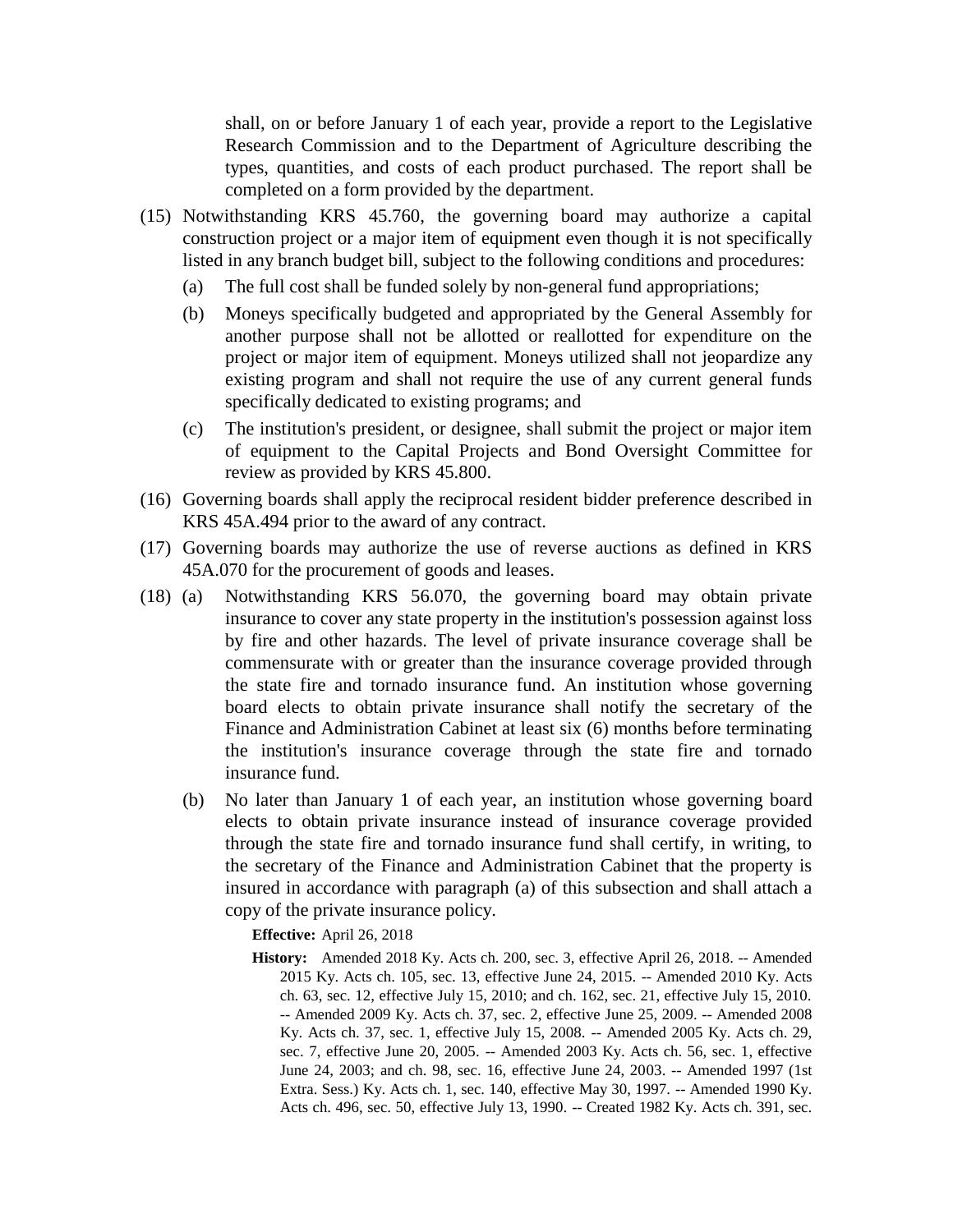shall, on or before January 1 of each year, provide a report to the Legislative Research Commission and to the Department of Agriculture describing the types, quantities, and costs of each product purchased. The report shall be completed on a form provided by the department.

(15) Notwithstanding KRS 45.760, the governing board may authorize a capital construction project or a major item of equipment even though it is not specifically listed in any branch budget bill, subject to the following conditions and procedures:

(a) The full cost shall be funded solely by non-general fund appropriations;

(b) Moneys specifically budgeted and appropriated by the General Assembly for another purpose shall not be allotted or reallotted for expenditure on the project or major item of equipment. Moneys utilized shall not jeopardize any existing program and shall not require the use of any current general funds specifically dedicated to existing programs; and

(c) The institution's president, or designee, shall submit the project or major item of equipment to the Capital Projects and Bond Oversight Committee for review as provided by KRS 45.800.

(16) Governing boards shall apply the reciprocal resident bidder preference described in KRS 45A.494 prior to the award of any contract.

(17) Governing boards may authorize the use of reverse auctions as defined in KRS 45A.070 for the procurement of goods and leases.

(18) (a) Notwithstanding KRS 56.070, the governing board may obtain private insurance to cover any state property in the institution's possession against loss by fire and other hazards. The level of private insurance coverage shall be commensurate with or greater than the insurance coverage provided through the state fire and tornado insurance fund. An institution whose governing board elects to obtain private insurance shall notify the secretary of the Finance and Administration Cabinet at least six (6) months before terminating the institution's insurance coverage through the state fire and tornado insurance fund.

(b) No later than January 1 of each year, an institution whose governing board elects to obtain private insurance instead of insurance coverage provided through the state fire and tornado insurance fund shall certify, in writing, to the secretary of the Finance and Administration Cabinet that the property is insured in accordance with paragraph (a) of this subsection and shall attach a copy of the private insurance policy.

**Effective:** April 26, 2018

**History:** Amended 2018 Ky. Acts ch. 200, sec. 3, effective April 26, 2018. -- Amended 2015 Ky. Acts ch. 105, sec. 13, effective June 24, 2015. -- Amended 2010 Ky. Acts ch. 63, sec. 12, effective July 15, 2010; and ch. 162, sec. 21, effective July 15, 2010. -- Amended 2009 Ky. Acts ch. 37, sec. 2, effective June 25, 2009. -- Amended 2008 Ky. Acts ch. 37, sec. 1, effective July 15, 2008. -- Amended 2005 Ky. Acts ch. 29, sec. 7, effective June 20, 2005. -- Amended 2003 Ky. Acts ch. 56, sec. 1, effective June 24, 2003; and ch. 98, sec. 16, effective June 24, 2003. -- Amended 1997 (1st Extra. Sess.) Ky. Acts ch. 1, sec. 140, effective May 30, 1997. -- Amended 1990 Ky. Acts ch. 496, sec. 50, effective July 13, 1990. -- Created 1982 Ky. Acts ch. 391, sec.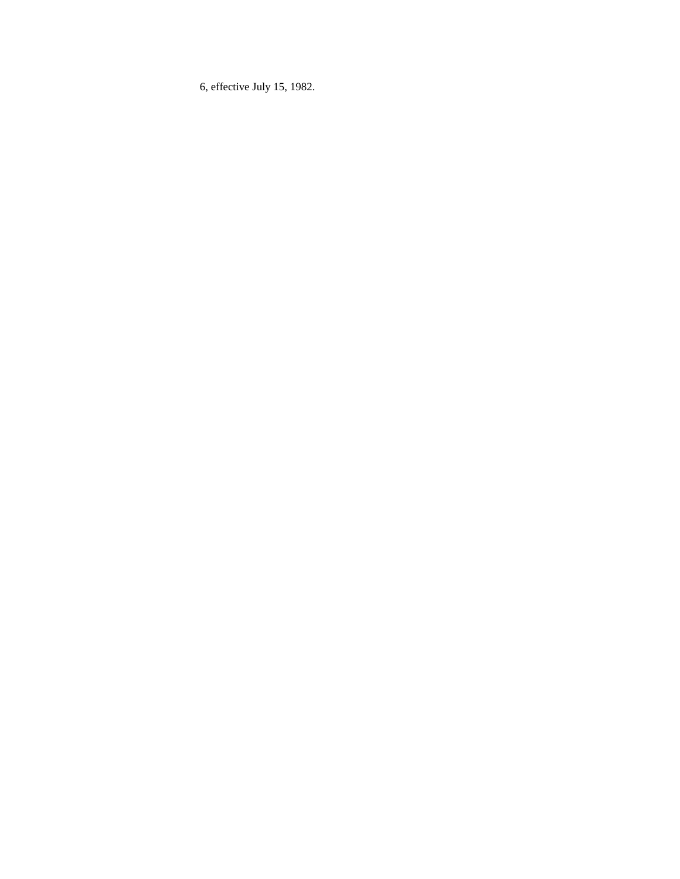6, effective July 15, 1982.